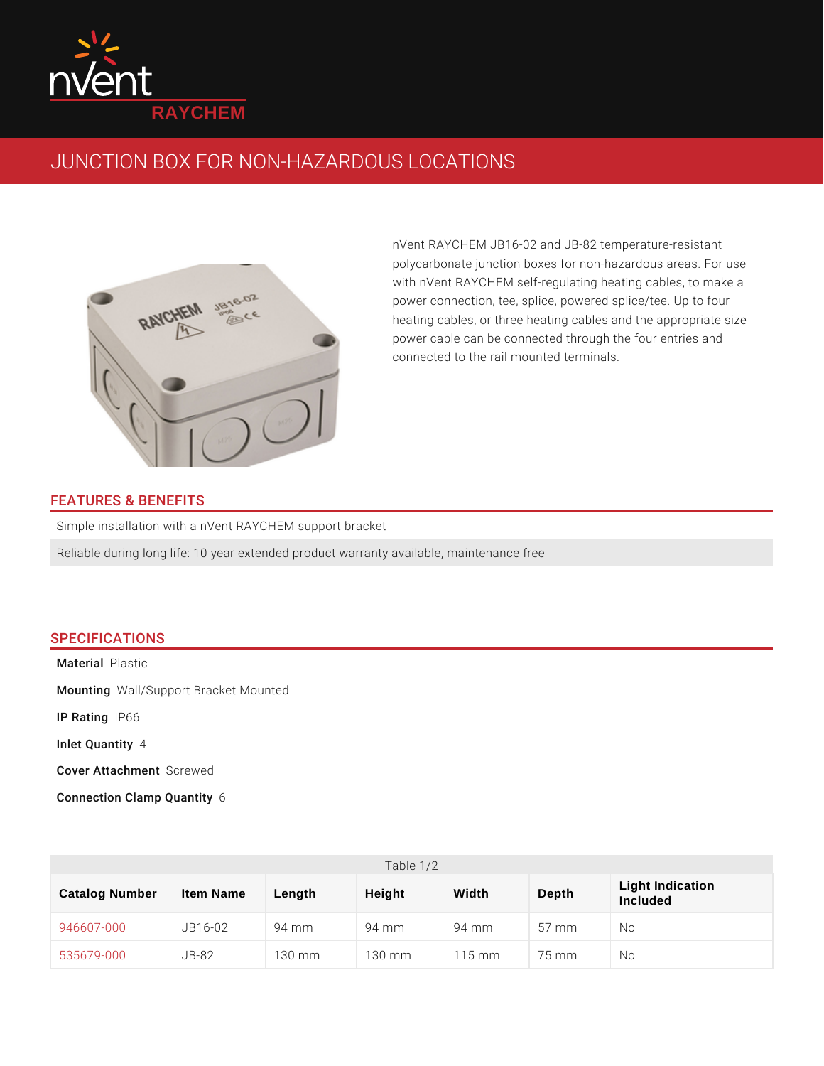# JUNCTION BOX FOR NON-HAZARDOUS LOCATIONS

nVent RAYCHEM JB16-02 and JB-82 temperature-resistant polycarbonate junction boxes for non-hazardous areas. For use with nVent RAYCHEM self-regulating heating cables, to make a power connection, tee, splice, powered splice/tee. Up to four heating cables, or three heating cables and the appropriate size power cable can be connected through the four entries and connected to the rail mounted terminals.

## FEATURES & BENEFITS

Simple installation with a nVent RAYCHEM support bracket

Reliable during long life: 10 year extended product warranty available, maintenance free

## SPECIFICATIONS

**Material** Plastic

**Mounting** Wall/Support Bracket Mounted

**IP Rating** IP66

**Inlet Quantity** 4

**Cover Attachment** Screwed

**Connection Clamp Quantity** 6

Table 1/2

| Catalog Number | Item Name | Length | Height | Width | Depth | Light Indication Included |
|---|---|---|---|---|---|---|
| 946607-000 | JB16-02 | 94 mm | 94 mm | 94 mm | 57 mm | No |
| 535679-000 | JB-82 | 130 mm | 130 mm | 115 mm | 75 mm | No |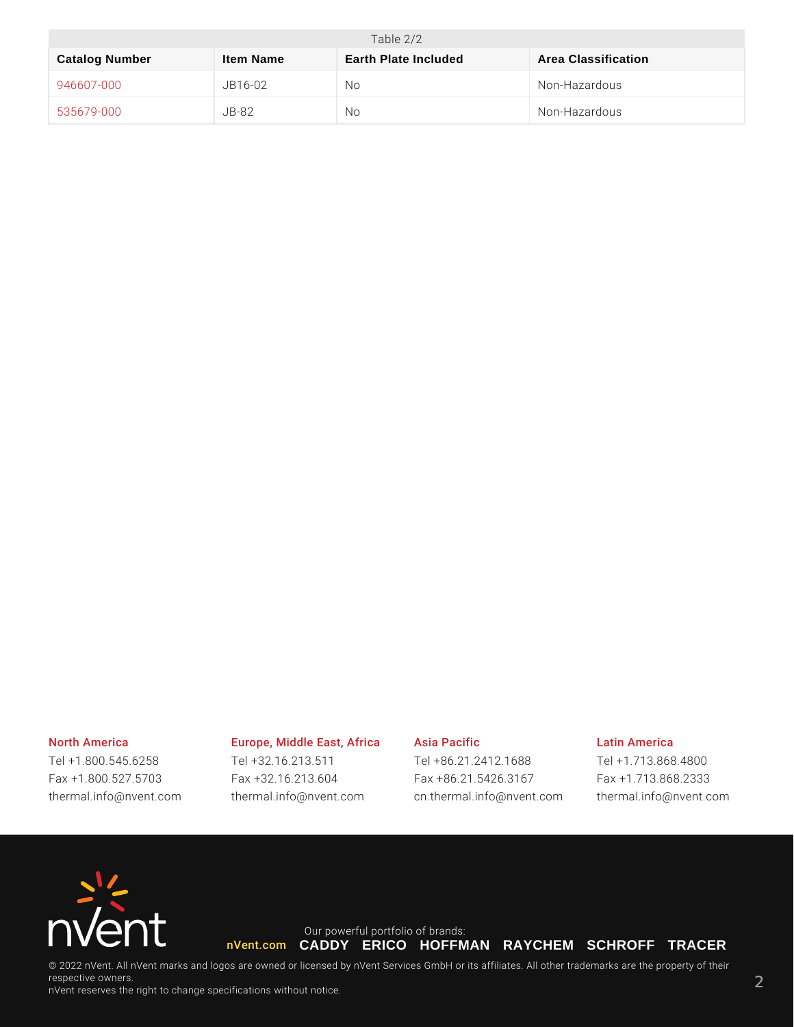Table 2/2

| Catalog Number | Item Name | Earth Plate Included | Area Classification |
|---|---|---|---|
| 946607-000 | JB16-02 | No | Non-Hazardous |
| 535679-000 | JB-82 | No | Non-Hazardous |

**North America**
Tel +1.800.545.6258
Fax +1.800.527.5703
thermal.info@nvent.com

**Europe, Middle East, Africa**
Tel +32.16.213.511
Fax +32.16.213.604
thermal.info@nvent.com

**Asia Pacific**
Tel +86.21.2412.1688
Fax +86.21.5426.3167
cn.thermal.info@nvent.com

**Latin America**
Tel +1.713.868.4800
Fax +1.713.868.2333
thermal.info@nvent.com

nVent

nVent.com

Our powerful portfolio of brands:
**CADDY ERICO HOFFMAN RAYCHEM SCHROFF TRACER**

© 2022 nVent. All nVent marks and logos are owned or licensed by nVent Services GmbH or its affiliates. All other trademarks are the property of their respective owners.
nVent reserves the right to change specifications without notice.